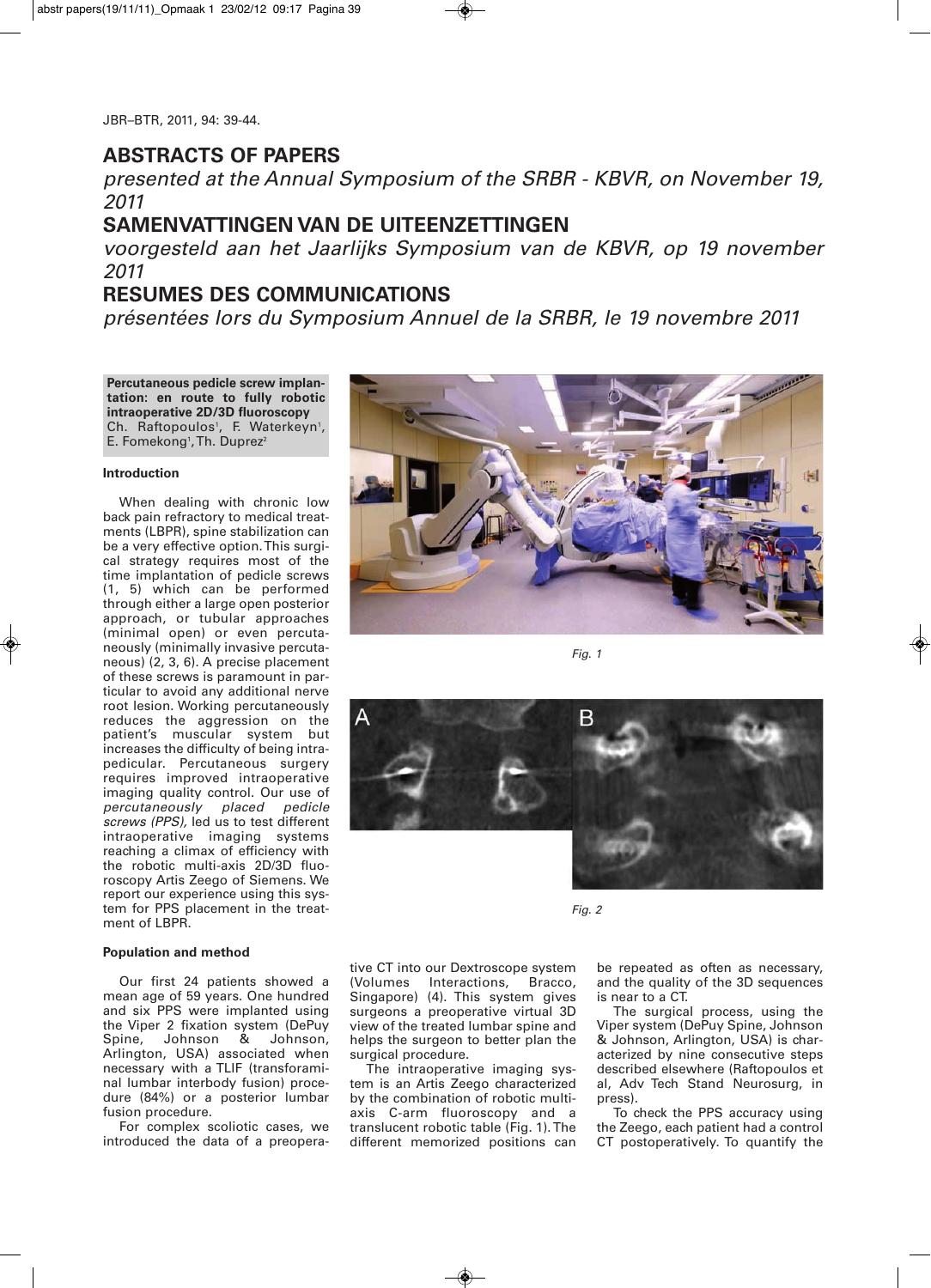# ABSTRACTS OF PAPERS

*presented at the Annual Symposium of the SRBR - KBVR, on November 19, 2011*

# SAMENVATTINGEN VAN DE UITEENZETTINGEN

*voorgesteld aan het Jaarlijks Symposium van de KBVR, op 19 november 2011*

# RESUMES DES COMMUNICATIONS

*présentées lors du Symposium Annuel de la SRBR, le 19 novembre 2011*

## Percutaneous pedicle screw implantation: en route to fully robotic intraoperative 2D/3D fluoroscopy

Ch. Raftopoulos[1], F. Waterkeyn[1], E. Fomekong[1], Th. Duprez[2]

### Introduction

When dealing with chronic low back pain refractory to medical treatments (LBPR), spine stabilization can be a very effective option. This surgical strategy requires most of the time implantation of pedicle screws (1, 5) which can be performed through either a large open posterior approach, or tubular approaches (minimal open) or even percutaneously (minimally invasive percutaneous) (2, 3, 6). A precise placement of these screws is paramount in particular to avoid any additional nerve root lesion. Working percutaneously reduces the aggression on the patient's muscular system but increases the difficulty of being intrapedicular. Percutaneous surgery requires improved intraoperative imaging quality control. Our use of *percutaneously placed pedicle screws (PPS),* led us to test different intraoperative imaging systems reaching a climax of efficiency with the robotic multi-axis 2D/3D fluoroscopy Artis Zeego of Siemens. We report our experience using this system for PPS placement in the treatment of LBPR.

Fig. 1

Fig. 2

### Population and method

Our first 24 patients showed a mean age of 59 years. One hundred and six PPS were implanted using the Viper 2 fixation system (DePuy Spine, Johnson & Johnson, Arlington, USA) associated when necessary with a TLIF (transforaminal lumbar interbody fusion) procedure (84%) or a posterior lumbar fusion procedure.

For complex scoliotic cases, we introduced the data of a preoperative CT into our Dextroscope system (Volumes Interactions, Bracco, Singapore) (4). This system gives surgeons a preoperative virtual 3D view of the treated lumbar spine and helps the surgeon to better plan the surgical procedure.

The intraoperative imaging system is an Artis Zeego characterized by the combination of robotic multi-axis C-arm fluoroscopy and a translucent robotic table (Fig. 1). The different memorized positions can be repeated as often as necessary, and the quality of the 3D sequences is near to a CT.

The surgical process, using the Viper system (DePuy Spine, Johnson & Johnson, Arlington, USA) is characterized by nine consecutive steps described elsewhere (Raftopoulos et al, Adv Tech Stand Neurosurg, in press).

To check the PPS accuracy using the Zeego, each patient had a control CT postoperatively. To quantify the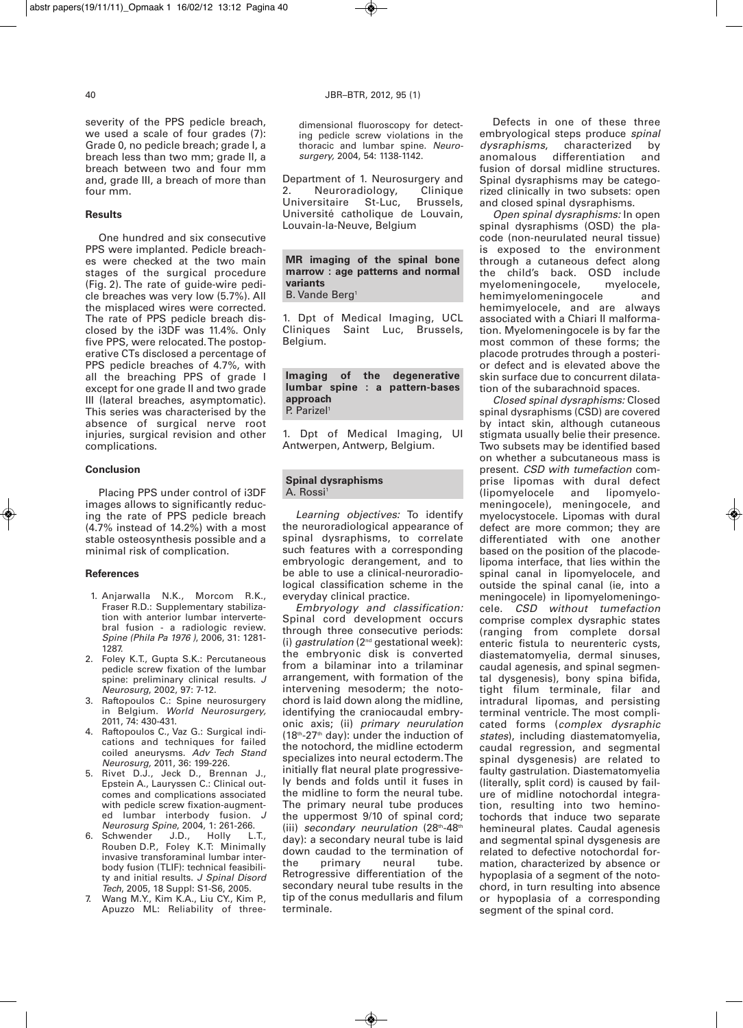severity of the PPS pedicle breach, we used a scale of four grades (7): Grade 0, no pedicle breach; grade I, a breach less than two mm; grade II, a breach between two and four mm and, grade III, a breach of more than four mm.

#### Results

One hundred and six consecutive PPS were implanted. Pedicle breaches were checked at the two main stages of the surgical procedure (Fig. 2). The rate of guide-wire pedicle breaches was very low (5.7%). All the misplaced wires were corrected. The rate of PPS pedicle breach disclosed by the i3DF was 11.4%. Only five PPS, were relocated. The postoperative CTs disclosed a percentage of PPS pedicle breaches of 4.7%, with all the breaching PPS of grade I except for one grade II and two grade III (lateral breaches, asymptomatic). This series was characterised by the absence of surgical nerve root injuries, surgical revision and other complications.

#### Conclusion

Placing PPS under control of i3DF images allows to significantly reducing the rate of PPS pedicle breach (4.7% instead of 14.2%) with a most stable osteosynthesis possible and a minimal risk of complication.

#### References

1. Anjarwalla N.K., Morcom R.K., Fraser R.D.: Supplementary stabilization with anterior lumbar intervertebral fusion - a radiologic review. *Spine (Phila Pa 1976 )*, 2006, 31: 1281-1287.
2. Foley K.T., Gupta S.K.: Percutaneous pedicle screw fixation of the lumbar spine: preliminary clinical results. *J Neurosurg*, 2002, 97: 7-12.
3. Raftopoulos C.: Spine neurosurgery in Belgium. *World Neurosurgery,* 2011, 74: 430-431.
4. Raftopoulos C., Vaz G.: Surgical indications and techniques for failed coiled aneurysms. *Adv Tech Stand Neurosurg,* 2011, 36: 199-226.
5. Rivet D.J., Jeck D., Brennan J., Epstein A., Lauryssen C.: Clinical outcomes and complications associated with pedicle screw fixation-augmented lumbar interbody fusion. *J Neurosurg Spine*, 2004, 1: 261-266.
6. Schwender J.D., Holly L.T., Rouben D.P., Foley K.T: Minimally invasive transforaminal lumbar interbody fusion (TLIF): technical feasibility and initial results. *J Spinal Disord Tech*, 2005, 18 Suppl: S1-S6, 2005.
7. Wang M.Y., Kim K.A., Liu CY., Kim P., Apuzzo ML: Reliability of three-dimensional fluoroscopy for detecting pedicle screw violations in the thoracic and lumbar spine. *Neurosurgery,* 2004, 54: 1138-1142.

Department of 1. Neurosurgery and 2. Neuroradiology, Clinique Universitaire St-Luc, Brussels, Université catholique de Louvain, Louvain-la-Neuve, Belgium

### MR imaging of the spinal bone marrow : age patterns and normal variants

B. Vande Berg[1]

1. Dpt of Medical Imaging, UCL Cliniques Saint Luc, Brussels, Belgium.

### Imaging of the degenerative lumbar spine : a pattern-bases approach

P. Parizel[1]

1. Dpt of Medical Imaging, UI Antwerpen, Antwerp, Belgium.

### Spinal dysraphisms

A. Rossi[1]

*Learning objectives:* To identify the neuroradiological appearance of spinal dysraphisms, to correlate such features with a corresponding embryologic derangement, and to be able to use a clinical-neuroradiological classification scheme in the everyday clinical practice.

*Embryology and classification:* Spinal cord development occurs through three consecutive periods: (i) *gastrulation* (2nd gestational week): the embryonic disk is converted from a bilaminar into a trilaminar arrangement, with formation of the intervening mesoderm; the notochord is laid down along the midline, identifying the craniocaudal embryonic axis; (ii) *primary neurulation* (18th-27th day): under the induction of the notochord, the midline ectoderm specializes into neural ectoderm. The initially flat neural plate progressively bends and folds until it fuses in the midline to form the neural tube. The primary neural tube produces the uppermost 9/10 of spinal cord; (iii) *secondary neurulation* (28th-48th day): a secondary neural tube is laid down caudad to the termination of the primary neural tube. Retrogressive differentiation of the secondary neural tube results in the tip of the conus medullaris and filum terminale.

Defects in one of these three embryological steps produce *spinal dysraphisms*, characterized by anomalous differentiation and fusion of dorsal midline structures. Spinal dysraphisms may be categorized clinically in two subsets: open and closed spinal dysraphisms.

*Open spinal dysraphisms:* In open spinal dysraphisms (OSD) the placode (non-neurulated neural tissue) is exposed to the environment through a cutaneous defect along the child's back. OSD include myelomeningocele, myelocele, hemimyelomeningocele and hemimyelocele, and are always associated with a Chiari II malformation. Myelomeningocele is by far the most common of these forms; the placode protrudes through a posterior defect and is elevated above the skin surface due to concurrent dilatation of the subarachnoid spaces.

*Closed spinal dysraphisms:* Closed spinal dysraphisms (CSD) are covered by intact skin, although cutaneous stigmata usually belie their presence. Two subsets may be identified based on whether a subcutaneous mass is present. *CSD with tumefaction* comprise lipomas with dural defect (lipomyelocele and lipomyelomeningocele), meningocele, and myelocystocele. Lipomas with dural defect are more common; they are differentiated with one another based on the position of the placode-lipoma interface, that lies within the spinal canal in lipomyelocele, and outside the spinal canal (ie, into a meningocele) in lipomyelomeningocele. *CSD without tumefaction* comprise complex dysraphic states (ranging from complete dorsal enteric fistula to neurenteric cysts, diastematomyelia, dermal sinuses, caudal agenesis, and spinal segmental dysgenesis), bony spina bifida, tight filum terminale, filar and intradural lipomas, and persisting terminal ventricle. The most complicated forms (*complex dysraphic states*), including diastematomyelia, caudal regression, and segmental spinal dysgenesis) are related to faulty gastrulation. Diastematomyelia (literally, split cord) is caused by failure of midline notochordal integration, resulting into two heminotochords that induce two separate hemineural plates. Caudal agenesis and segmental spinal dysgenesis are related to defective notochordal formation, characterized by absence or hypoplasia of a segment of the notochord, in turn resulting into absence or hypoplasia of a corresponding segment of the spinal cord.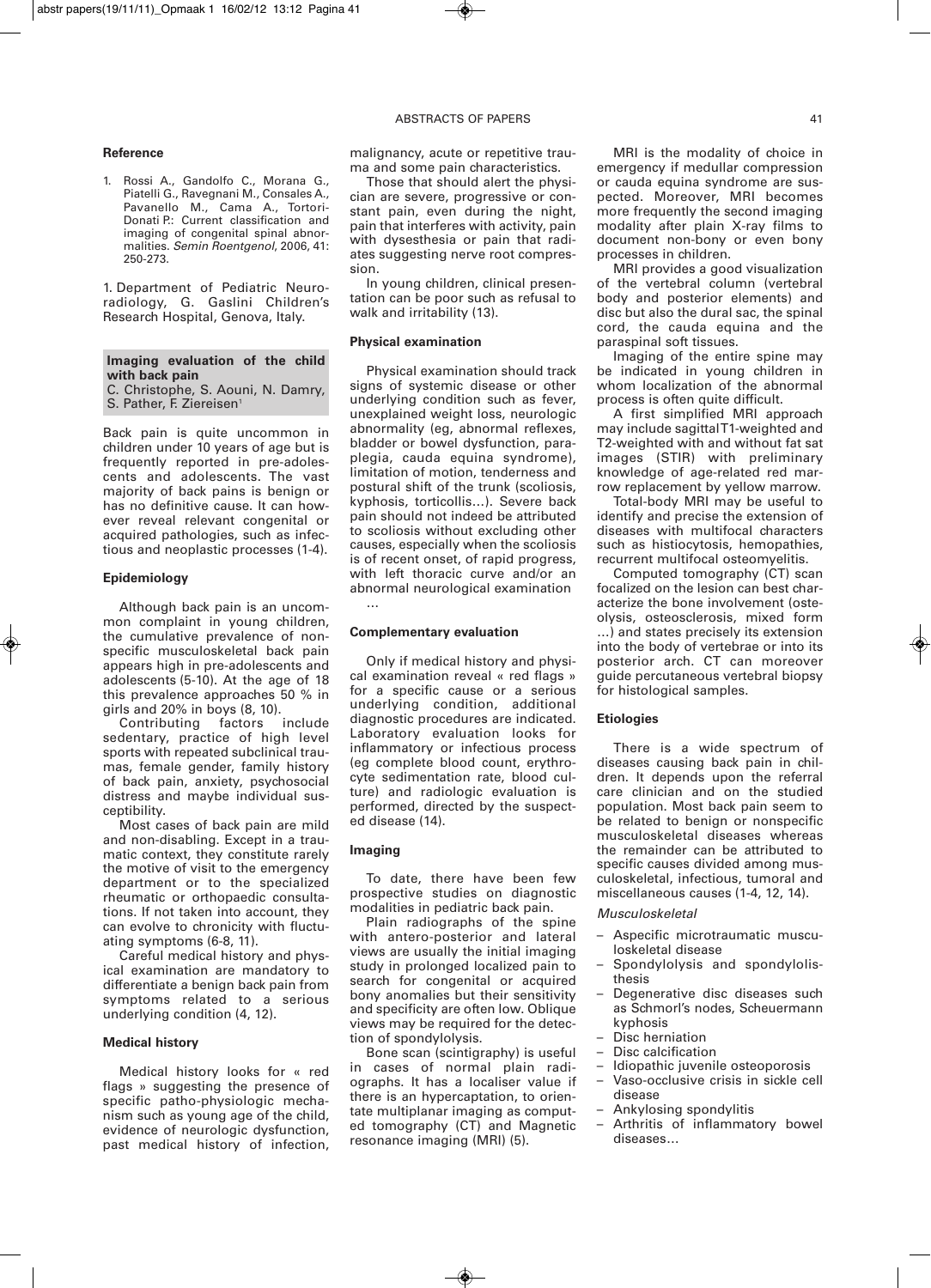**Reference**

1. Rossi A., Gandolfo C., Morana G., Piatelli G., Ravegnani M., Consales A., Pavanello M., Cama A., Tortori-Donati P.: Current classification and imaging of congenital spinal abnormalities. *Semin Roentgenol*, 2006, 41: 250-273.

1. Department of Pediatric Neuroradiology, G. Gaslini Children's Research Hospital, Genova, Italy.

## Imaging evaluation of the child with back pain

C. Christophe, S. Aouni, N. Damry, S. Pather, F. Ziereisen[1]

Back pain is quite uncommon in children under 10 years of age but is frequently reported in pre-adolescents and adolescents. The vast majority of back pains is benign or has no definitive cause. It can however reveal relevant congenital or acquired pathologies, such as infectious and neoplastic processes (1-4).

### Epidemiology

Although back pain is an uncommon complaint in young children, the cumulative prevalence of nonspecific musculoskeletal back pain appears high in pre-adolescents and adolescents (5-10). At the age of 18 this prevalence approaches 50 % in girls and 20% in boys (8, 10).

Contributing factors include sedentary, practice of high level sports with repeated subclinical traumas, female gender, family history of back pain, anxiety, psychosocial distress and maybe individual susceptibility.

Most cases of back pain are mild and non-disabling. Except in a traumatic context, they constitute rarely the motive of visit to the emergency department or to the specialized rheumatic or orthopaedic consultations. If not taken into account, they can evolve to chronicity with fluctuating symptoms (6-8, 11).

Careful medical history and physical examination are mandatory to differentiate a benign back pain from symptoms related to a serious underlying condition (4, 12).

### Medical history

Medical history looks for « red flags » suggesting the presence of specific patho-physiologic mechanism such as young age of the child, evidence of neurologic dysfunction, past medical history of infection, malignancy, acute or repetitive trauma and some pain characteristics.

Those that should alert the physician are severe, progressive or constant pain, even during the night, pain that interferes with activity, pain with dysesthesia or pain that radiates suggesting nerve root compression.

In young children, clinical presentation can be poor such as refusal to walk and irritability (13).

### Physical examination

Physical examination should track signs of systemic disease or other underlying condition such as fever, unexplained weight loss, neurologic abnormality (eg, abnormal reflexes, bladder or bowel dysfunction, paraplegia, cauda equina syndrome), limitation of motion, tenderness and postural shift of the trunk (scoliosis, kyphosis, torticollis…). Severe back pain should not indeed be attributed to scoliosis without excluding other causes, especially when the scoliosis is of recent onset, of rapid progress, with left thoracic curve and/or an abnormal neurological examination …

### Complementary evaluation

Only if medical history and physical examination reveal « red flags » for a specific cause or a serious underlying condition, additional diagnostic procedures are indicated. Laboratory evaluation looks for inflammatory or infectious process (eg complete blood count, erythrocyte sedimentation rate, blood culture) and radiologic evaluation is performed, directed by the suspected disease (14).

### Imaging

To date, there have been few prospective studies on diagnostic modalities in pediatric back pain.

Plain radiographs of the spine with antero-posterior and lateral views are usually the initial imaging study in prolonged localized pain to search for congenital or acquired bony anomalies but their sensitivity and specificity are often low. Oblique views may be required for the detection of spondylolysis.

Bone scan (scintigraphy) is useful in cases of normal plain radiographs. It has a localiser value if there is an hypercaptation, to orientate multiplanar imaging as computed tomography (CT) and Magnetic resonance imaging (MRI) (5).

MRI is the modality of choice in emergency if medullar compression or cauda equina syndrome are suspected. Moreover, MRI becomes more frequently the second imaging modality after plain X-ray films to document non-bony or even bony processes in children.

MRI provides a good visualization of the vertebral column (vertebral body and posterior elements) and disc but also the dural sac, the spinal cord, the cauda equina and the paraspinal soft tissues.

Imaging of the entire spine may be indicated in young children in whom localization of the abnormal process is often quite difficult.

A first simplified MRI approach may include sagittal T1-weighted and T2-weighted with and without fat sat images (STIR) with preliminary knowledge of age-related red marrow replacement by yellow marrow.

Total-body MRI may be useful to identify and precise the extension of diseases with multifocal characters such as histiocytosis, hemopathies, recurrent multifocal osteomyelitis.

Computed tomography (CT) scan focalized on the lesion can best characterize the bone involvement (osteolysis, osteosclerosis, mixed form …) and states precisely its extension into the body of vertebrae or into its posterior arch. CT can moreover guide percutaneous vertebral biopsy for histological samples.

### Etiologies

There is a wide spectrum of diseases causing back pain in children. It depends upon the referral care clinician and on the studied population. Most back pain seem to be related to benign or nonspecific musculoskeletal diseases whereas the remainder can be attributed to specific causes divided among musculoskeletal, infectious, tumoral and miscellaneous causes (1-4, 12, 14).

*Musculoskeletal*

- Aspecific microtraumatic musculoskeletal disease
- Spondylolysis and spondylolisthesis
- Degenerative disc diseases such as Schmorl's nodes, Scheuermann kyphosis
- Disc herniation
- Disc calcification
- Idiopathic juvenile osteoporosis
- Vaso-occlusive crisis in sickle cell disease
- Ankylosing spondylitis
- Arthritis of inflammatory bowel diseases…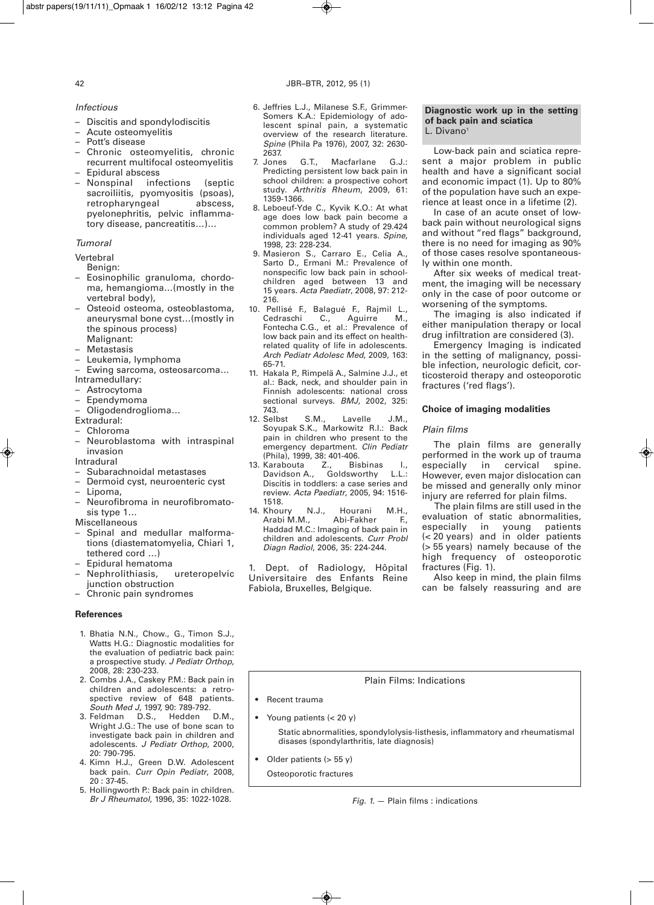*Infectious*

- Discitis and spondylodiscitis
- Acute osteomyelitis
- Pott's disease
- Chronic osteomyelitis, chronic recurrent multifocal osteomyelitis
- Epidural abscess
- Nonspinal infections (septic sacroiliitis, pyomyositis (psoas), retropharyngeal abscess, pyelonephritis, pelvic inflammatory disease, pancreatitis…)…

*Tumoral*

Vertebral

Benign:

- Eosinophilic granuloma, chordoma, hemangioma…(mostly in the vertebral body),
- Osteoid osteoma, osteoblastoma, aneurysmal bone cyst…(mostly in the spinous process)

Malignant:

- Metastasis
- Leukemia, lymphoma
- Ewing sarcoma, osteosarcoma…

Intramedullary:

- Astrocytoma
- Ependymoma
- Oligodendroglioma…

Extradural:

- Chloroma
- Neuroblastoma with intraspinal invasion

Intradural

- Subarachnoidal metastases
- Dermoid cyst, neuroenteric cyst
- Lipoma,
- Neurofibroma in neurofibromatosis type 1…

Miscellaneous

- Spinal and medullar malformations (diastematomyelia, Chiari 1, tethered cord …)
- Epidural hematoma
- Nephrolithiasis, ureteropelvic junction obstruction
- Chronic pain syndromes

**References**

1. Bhatia N.N., Chow., G., Timon S.J., Watts H.G.: Diagnostic modalities for the evaluation of pediatric back pain: a prospective study. *J Pediatr Orthop*, 2008, 28: 230-233.
2. Combs J.A., Caskey P.M.: Back pain in children and adolescents: a retrospective review of 648 patients. *South Med J*, 1997, 90: 789-792.
3. Feldman D.S., Hedden D.M., Wright J.G.: The use of bone scan to investigate back pain in children and adolescents. *J Pediatr Orthop*, 2000, 20: 790-795.
4. Kimn H.J., Green D.W. Adolescent back pain. *Curr Opin Pediatr*, 2008, 20 : 37-45.
5. Hollingworth P.: Back pain in children. *Br J Rheumatol*, 1996, 35: 1022-1028.
6. Jeffries L.J., Milanese S.F., Grimmer-Somers K.A.: Epidemiology of adolescent spinal pain, a systematic overview of the research literature. *Spine* (Phila Pa 1976), 2007, 32: 2630-2637.
7. Jones G.T., Macfarlane G.J.: Predicting persistent low back pain in school children: a prospective cohort study. *Arthritis Rheum*, 2009, 61: 1359-1366.
8. Leboeuf-Yde C., Kyvik K.O.: At what age does low back pain become a common problem? A study of 29.424 individuals aged 12-41 years. *Spine*, 1998, 23: 228-234.
9. Masieron S., Carraro E., Celia A., Sarto D., Ermani M.: Prevalence of nonspecific low back pain in schoolchildren aged between 13 and 15 years. *Acta Paediatr*, 2008, 97: 212-216.
10. Pellisé F., Balagué F., Rajmil L., Cedraschi C., Aguirre M., Fontecha C.G., et al.: Prevalence of low back pain and its effect on health-related quality of life in adolescents. *Arch Pediatr Adolesc Med*, 2009, 163: 65-71.
11. Hakala P., Rimpelä A., Salmine J.J., et al.: Back, neck, and shoulder pain in Finnish adolescents: national cross sectional surveys. *BMJ*, 2002, 325: 743.
12. Selbst S.M., Lavelle J.M., Soyupak S.K., Markowitz R.I.: Back pain in children who present to the emergency department. *Clin Pediatr* (Phila), 1999, 38: 401-406.
13. Karabouta Z., Bisbinas I., Davidson A., Goldsworthy L.L.: Discitis in toddlers: a case series and review. *Acta Paediatr*, 2005, 94: 1516-1518.
14. Khoury N.J., Hourani M.H., Arabi M.M., Abi-Fakher F., Haddad M.C.: Imaging of back pain in children and adolescents. *Curr Probl Diagn Radiol*, 2006, 35: 224-244.

1. Dept. of Radiology, Hôpital Universitaire des Enfants Reine Fabiola, Bruxelles, Belgique.

## Diagnostic work up in the setting of back pain and sciatica

L. Divano[1]

Low-back pain and sciatica represent a major problem in public health and have a significant social and economic impact (1). Up to 80% of the population have such an experience at least once in a lifetime (2).

In case of an acute onset of low-back pain without neurological signs and without "red flags" background, there is no need for imaging as 90% of those cases resolve spontaneously within one month.

After six weeks of medical treatment, the imaging will be necessary only in the case of poor outcome or worsening of the symptoms.

The imaging is also indicated if either manipulation therapy or local drug infiltration are considered (3).

Emergency Imaging is indicated in the setting of malignancy, possible infection, neurologic deficit, corticosteroid therapy and osteoporotic fractures ('red flags').

### Choice of imaging modalities

*Plain films*

The plain films are generally performed in the work up of trauma especially in cervical spine. However, even major dislocation can be missed and generally only minor injury are referred for plain films.

The plain films are still used in the evaluation of static abnormalities, especially in young patients (< 20 years) and in older patients (> 55 years) namely because of the high frequency of osteoporotic fractures (Fig. 1).

Also keep in mind, the plain films can be falsely reassuring and are

Plain Films: Indications

- Recent trauma
- Young patients (< 20 y)

  Static abnormalities, spondylolysis-listhesis, inflammatory and rheumatismal disases (spondylarthritis, late diagnosis)
- Older patients (> 55 y)

  Osteoporotic fractures

*Fig. 1.* — Plain films : indications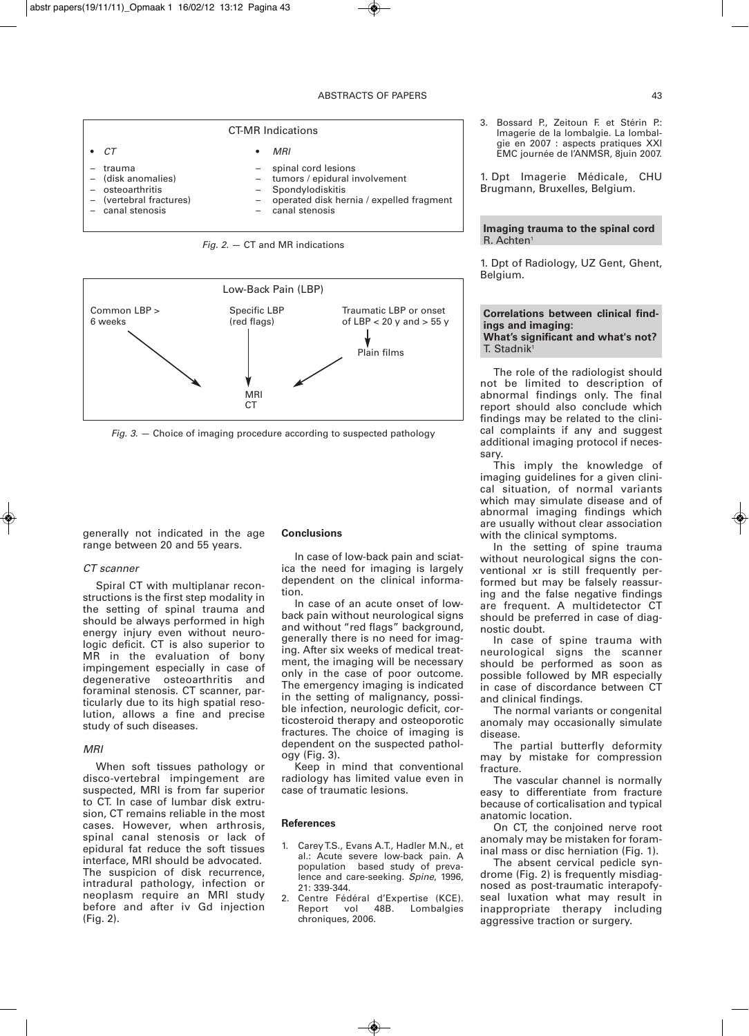CT-MR Indications

- *CT*
  - trauma
  - (disk anomalies)
  - osteoarthritis
  - (vertebral fractures)
  - canal stenosis
- *MRI*
  - spinal cord lesions
  - tumors / epidural involvement
  - Spondylodiskitis
  - operated disk hernia / expelled fragment
  - canal stenosis

*Fig. 2.* — CT and MR indications

Low-Back Pain (LBP)

Common LBP > 6 weeks → MRI / CT

Specific LBP (red flags) → MRI / CT

Traumatic LBP or onset of LBP < 20 y and > 55 y → Plain films → MRI / CT

*Fig. 3.* — Choice of imaging procedure according to suspected pathology

generally not indicated in the age range between 20 and 55 years.

*CT scanner*

Spiral CT with multiplanar reconstructions is the first step modality in the setting of spinal trauma and should be always performed in high energy injury even without neurologic deficit. CT is also superior to MR in the evaluation of bony impingement especially in case of degenerative osteoarthritis and foraminal stenosis. CT scanner, particularly due to its high spatial resolution, allows a fine and precise study of such diseases.

*MRI*

When soft tissues pathology or disco-vertebral impingement are suspected, MRI is from far superior to CT. In case of lumbar disk extrusion, CT remains reliable in the most cases. However, when arthrosis, spinal canal stenosis or lack of epidural fat reduce the soft tissues interface, MRI should be advocated. The suspicion of disk recurrence, intradural pathology, infection or neoplasm require an MRI study before and after iv Gd injection (Fig. 2).

**Conclusions**

In case of low-back pain and sciatica the need for imaging is largely dependent on the clinical information.

In case of an acute onset of low-back pain without neurological signs and without "red flags" background, generally there is no need for imaging. After six weeks of medical treatment, the imaging will be necessary only in the case of poor outcome. The emergency imaging is indicated in the setting of malignancy, possible infection, neurologic deficit, corticosteroid therapy and osteoporotic fractures. The choice of imaging is dependent on the suspected pathology (Fig. 3).

Keep in mind that conventional radiology has limited value even in case of traumatic lesions.

**References**

1. Carey T.S., Evans A.T., Hadler M.N., et al.: Acute severe low-back pain. A population based study of prevalence and care-seeking. *Spine*, 1996, 21: 339-344.
2. Centre Fédéral d'Expertise (KCE). Report vol 48B. Lombalgies chroniques, 2006.
3. Bossard P., Zeitoun F. et Stérin P.: Imagerie de la lombalgie. La lombalgie en 2007 : aspects pratiques XXI EMC journée de l'ANMSR, 8juin 2007.

1. Dpt Imagerie Médicale, CHU Brugmann, Bruxelles, Belgium.

## Imaging trauma to the spinal cord

R. Achten[1]

1. Dpt of Radiology, UZ Gent, Ghent, Belgium.

## Correlations between clinical findings and imaging: What's significant and what's not?

T. Stadnik[1]

The role of the radiologist should not be limited to description of abnormal findings only. The final report should also conclude which findings may be related to the clinical complaints if any and suggest additional imaging protocol if necessary.

This imply the knowledge of imaging guidelines for a given clinical situation, of normal variants which may simulate disease and of abnormal imaging findings which are usually without clear association with the clinical symptoms.

In the setting of spine trauma without neurological signs the conventional xr is still frequently performed but may be falsely reassuring and the false negative findings are frequent. A multidetector CT should be preferred in case of diagnostic doubt.

In case of spine trauma with neurological signs the scanner should be performed as soon as possible followed by MR especially in case of discordance between CT and clinical findings.

The normal variants or congenital anomaly may occasionally simulate disease.

The partial butterfly deformity may by mistake for compression fracture.

The vascular channel is normally easy to differentiate from fracture because of corticalisation and typical anatomic location.

On CT, the conjoined nerve root anomaly may be mistaken for foraminal mass or disc herniation (Fig. 1).

The absent cervical pedicle syndrome (Fig. 2) is frequently misdiagnosed as post-traumatic interapofyseal luxation what may result in inappropriate therapy including aggressive traction or surgery.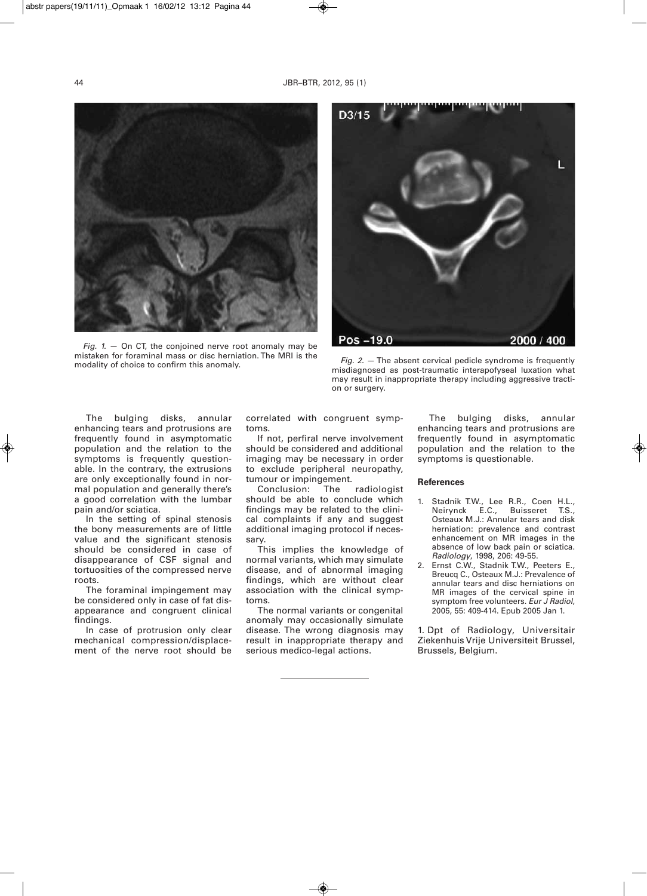*Fig. 1.* — On CT, the conjoined nerve root anomaly may be mistaken for foraminal mass or disc herniation. The MRI is the modality of choice to confirm this anomaly.

*Fig. 2.* — The absent cervical pedicle syndrome is frequently misdiagnosed as post-traumatic interapofyseal luxation what may result in inappropriate therapy including aggressive traction or surgery.

The bulging disks, annular enhancing tears and protrusions are frequently found in asymptomatic population and the relation to the symptoms is frequently questionable. In the contrary, the extrusions are only exceptionally found in normal population and generally there's a good correlation with the lumbar pain and/or sciatica.

In the setting of spinal stenosis the bony measurements are of little value and the significant stenosis should be considered in case of disappearance of CSF signal and tortuosities of the compressed nerve roots.

The foraminal impingement may be considered only in case of fat disappearance and congruent clinical findings.

In case of protrusion only clear mechanical compression/displacement of the nerve root should be correlated with congruent symptoms.

If not, perfiral nerve involvement should be considered and additional imaging may be necessary in order to exclude peripheral neuropathy, tumour or impingement.

Conclusion: The radiologist should be able to conclude which findings may be related to the clinical complaints if any and suggest additional imaging protocol if necessary.

This implies the knowledge of normal variants, which may simulate disease, and of abnormal imaging findings, which are without clear association with the clinical symptoms.

The normal variants or congenital anomaly may occasionally simulate disease. The wrong diagnosis may result in inappropriate therapy and serious medico-legal actions.

The bulging disks, annular enhancing tears and protrusions are frequently found in asymptomatic population and the relation to the symptoms is questionable.

#### References

1. Stadnik T.W., Lee R.R., Coen H.L., Neirynck E.C., Buisseret T.S., Osteaux M.J.: Annular tears and disk herniation: prevalence and contrast enhancement on MR images in the absence of low back pain or sciatica. *Radiology*, 1998, 206: 49-55.
2. Ernst C.W., Stadnik T.W., Peeters E., Breucq C., Osteaux M.J.: Prevalence of annular tears and disc herniations on MR images of the cervical spine in symptom free volunteers. *Eur J Radiol*, 2005, 55: 409-414. Epub 2005 Jan 1.

1. Dpt of Radiology, Universitair Ziekenhuis Vrije Universiteit Brussel, Brussels, Belgium.